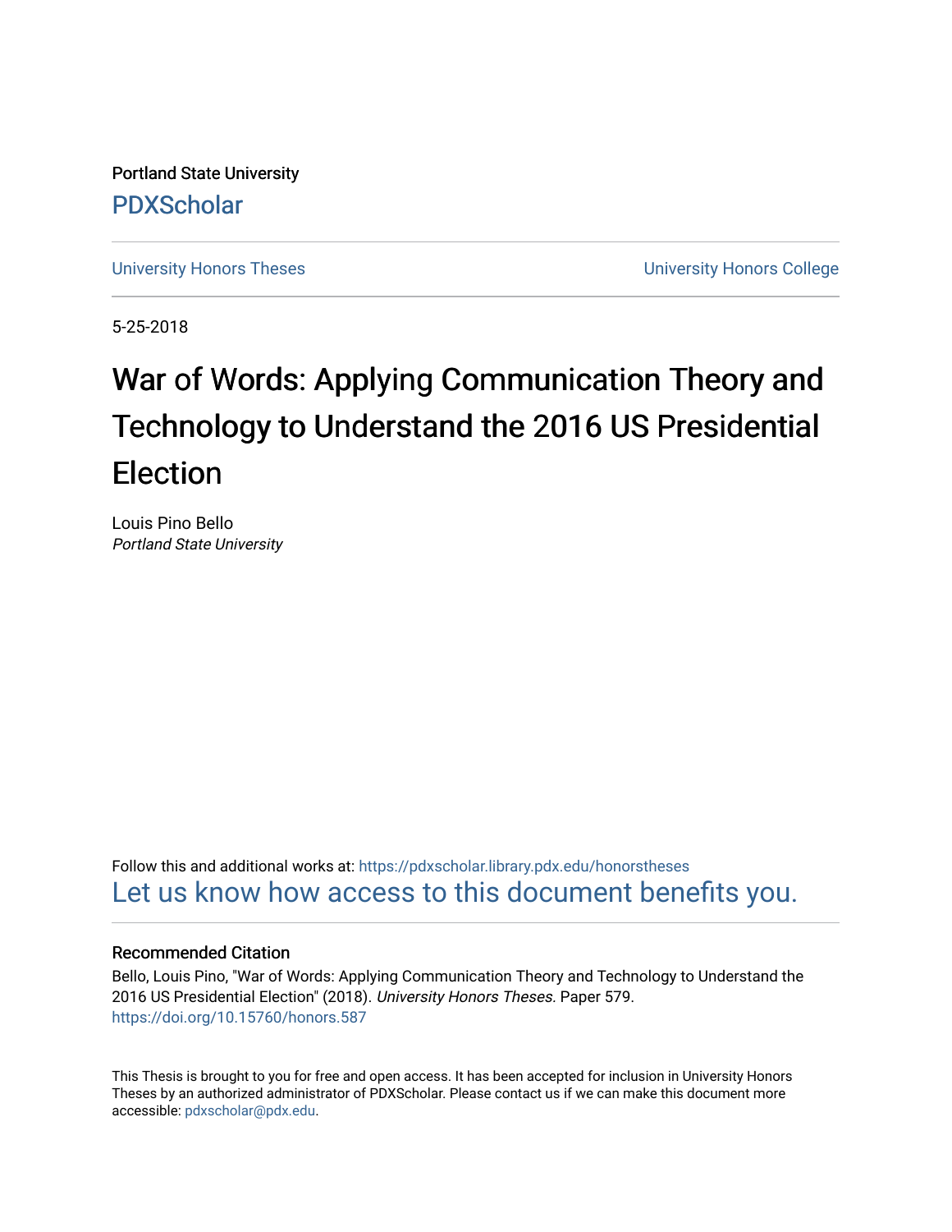Portland State University

PDXScholar

University Honors Theses

University Honors College

5-25-2018

# War of Words: Applying Communication Theory and Technology to Understand the 2016 US Presidential Election

Louis Pino Bello
*Portland State University*

Follow this and additional works at: https://pdxscholar.library.pdx.edu/honorstheses

Let us know how access to this document benefits you.

### Recommended Citation

Bello, Louis Pino, "War of Words: Applying Communication Theory and Technology to Understand the 2016 US Presidential Election" (2018). *University Honors Theses.* Paper 579.
https://doi.org/10.15760/honors.587

This Thesis is brought to you for free and open access. It has been accepted for inclusion in University Honors Theses by an authorized administrator of PDXScholar. Please contact us if we can make this document more accessible: pdxscholar@pdx.edu.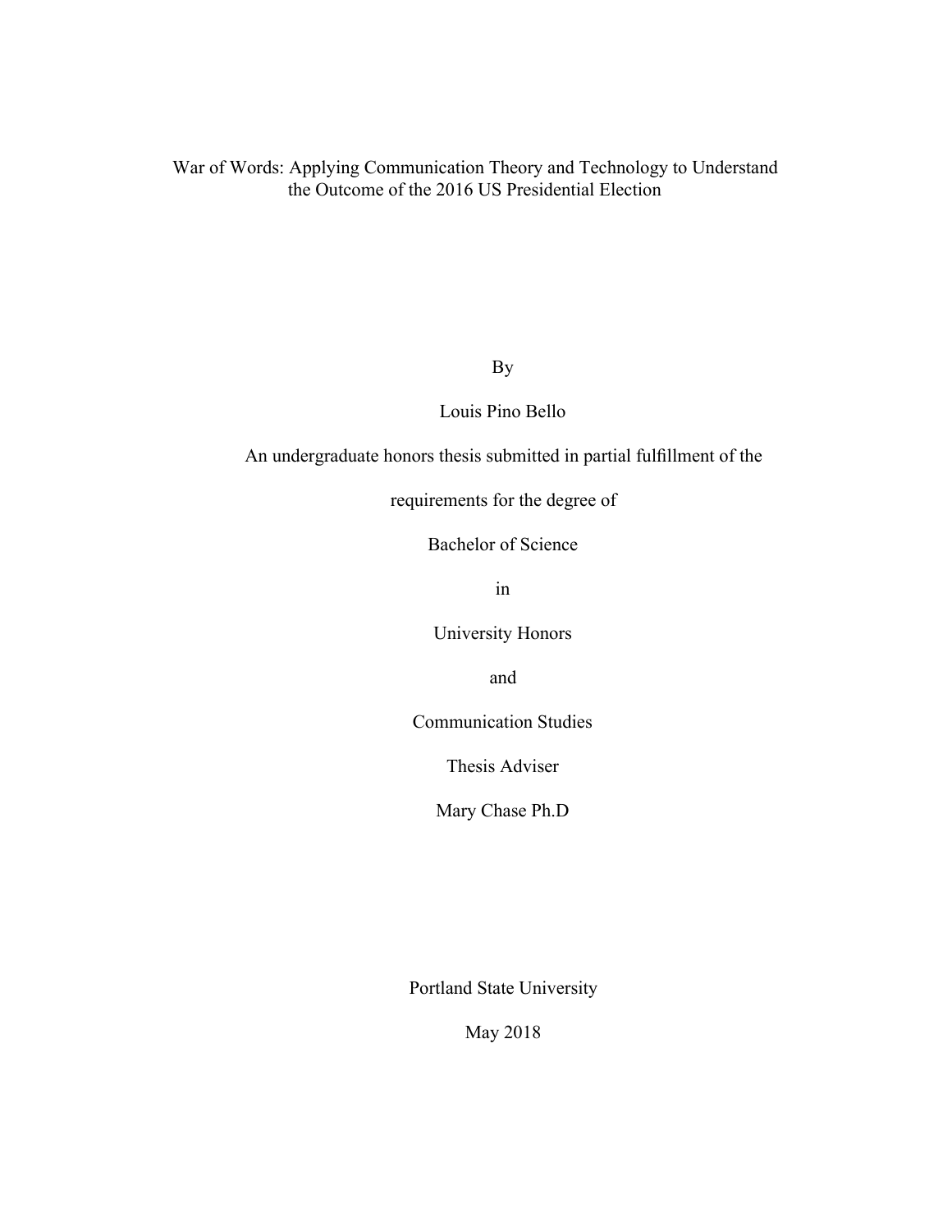# War of Words: Applying Communication Theory and Technology to Understand the Outcome of the 2016 US Presidential Election

By

Louis Pino Bello

An undergraduate honors thesis submitted in partial fulfillment of the

requirements for the degree of

Bachelor of Science

in

University Honors

and

Communication Studies

Thesis Adviser

Mary Chase Ph.D

Portland State University

May 2018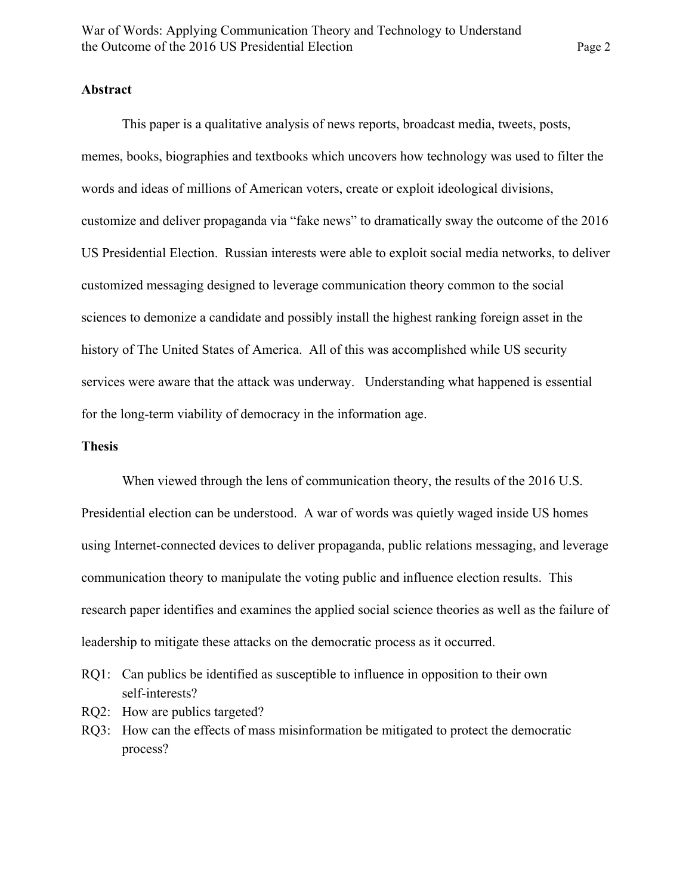## Abstract

This paper is a qualitative analysis of news reports, broadcast media, tweets, posts, memes, books, biographies and textbooks which uncovers how technology was used to filter the words and ideas of millions of American voters, create or exploit ideological divisions, customize and deliver propaganda via "fake news" to dramatically sway the outcome of the 2016 US Presidential Election. Russian interests were able to exploit social media networks, to deliver customized messaging designed to leverage communication theory common to the social sciences to demonize a candidate and possibly install the highest ranking foreign asset in the history of The United States of America. All of this was accomplished while US security services were aware that the attack was underway. Understanding what happened is essential for the long-term viability of democracy in the information age.

## Thesis

When viewed through the lens of communication theory, the results of the 2016 U.S. Presidential election can be understood. A war of words was quietly waged inside US homes using Internet-connected devices to deliver propaganda, public relations messaging, and leverage communication theory to manipulate the voting public and influence election results. This research paper identifies and examines the applied social science theories as well as the failure of leadership to mitigate these attacks on the democratic process as it occurred.

RQ1: Can publics be identified as susceptible to influence in opposition to their own self-interests?

RQ2: How are publics targeted?

RQ3: How can the effects of mass misinformation be mitigated to protect the democratic process?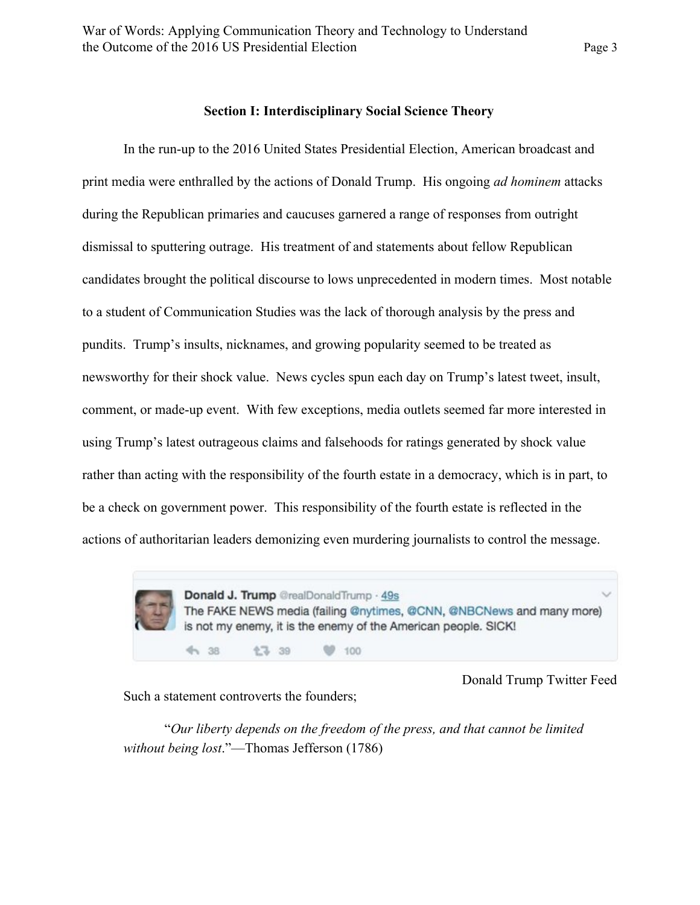## Section I: Interdisciplinary Social Science Theory

In the run-up to the 2016 United States Presidential Election, American broadcast and print media were enthralled by the actions of Donald Trump. His ongoing *ad hominem* attacks during the Republican primaries and caucuses garnered a range of responses from outright dismissal to sputtering outrage. His treatment of and statements about fellow Republican candidates brought the political discourse to lows unprecedented in modern times. Most notable to a student of Communication Studies was the lack of thorough analysis by the press and pundits. Trump's insults, nicknames, and growing popularity seemed to be treated as newsworthy for their shock value. News cycles spun each day on Trump's latest tweet, insult, comment, or made-up event. With few exceptions, media outlets seemed far more interested in using Trump's latest outrageous claims and falsehoods for ratings generated by shock value rather than acting with the responsibility of the fourth estate in a democracy, which is in part, to be a check on government power. This responsibility of the fourth estate is reflected in the actions of authoritarian leaders demonizing even murdering journalists to control the message.

Donald J. Trump @realDonaldTrump · 49s
The FAKE NEWS media (failing @nytimes, @CNN, @NBCNews and many more) is not my enemy, it is the enemy of the American people. SICK!

38 39 100

Donald Trump Twitter Feed

Such a statement controverts the founders;

"*Our liberty depends on the freedom of the press, and that cannot be limited without being lost*."—Thomas Jefferson (1786)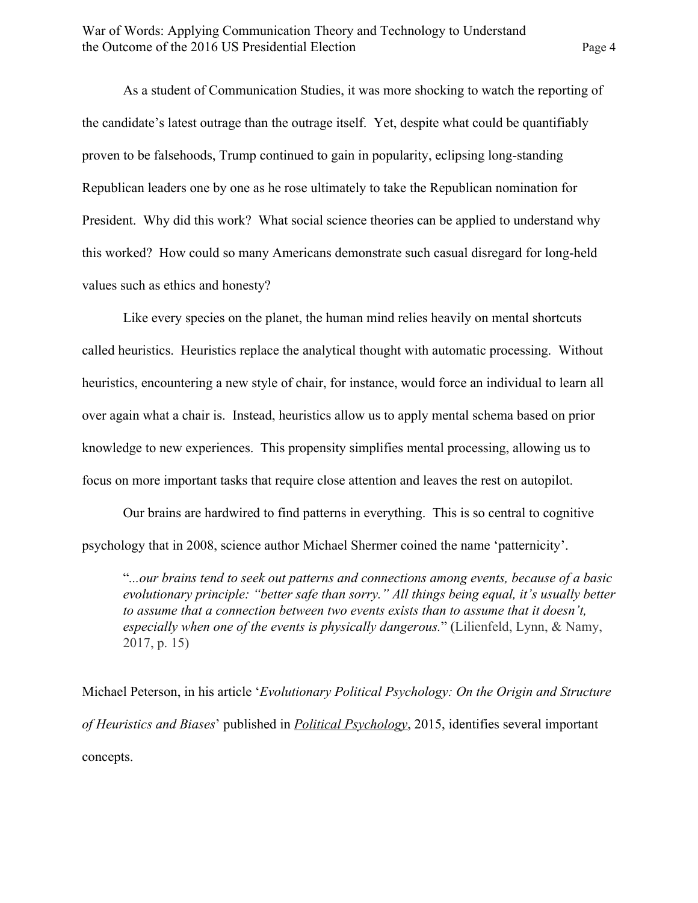As a student of Communication Studies, it was more shocking to watch the reporting of the candidate's latest outrage than the outrage itself. Yet, despite what could be quantifiably proven to be falsehoods, Trump continued to gain in popularity, eclipsing long-standing Republican leaders one by one as he rose ultimately to take the Republican nomination for President. Why did this work? What social science theories can be applied to understand why this worked? How could so many Americans demonstrate such casual disregard for long-held values such as ethics and honesty?

Like every species on the planet, the human mind relies heavily on mental shortcuts called heuristics. Heuristics replace the analytical thought with automatic processing. Without heuristics, encountering a new style of chair, for instance, would force an individual to learn all over again what a chair is. Instead, heuristics allow us to apply mental schema based on prior knowledge to new experiences. This propensity simplifies mental processing, allowing us to focus on more important tasks that require close attention and leaves the rest on autopilot.

Our brains are hardwired to find patterns in everything. This is so central to cognitive psychology that in 2008, science author Michael Shermer coined the name 'patternicity'.

> "*...our brains tend to seek out patterns and connections among events, because of a basic evolutionary principle: "better safe than sorry." All things being equal, it's usually better to assume that a connection between two events exists than to assume that it doesn't, especially when one of the events is physically dangerous.*" (Lilienfeld, Lynn, & Namy, 2017, p. 15)

Michael Peterson, in his article '*Evolutionary Political Psychology: On the Origin and Structure of Heuristics and Biases*' published in <u>*Political Psychology*</u>, 2015, identifies several important concepts.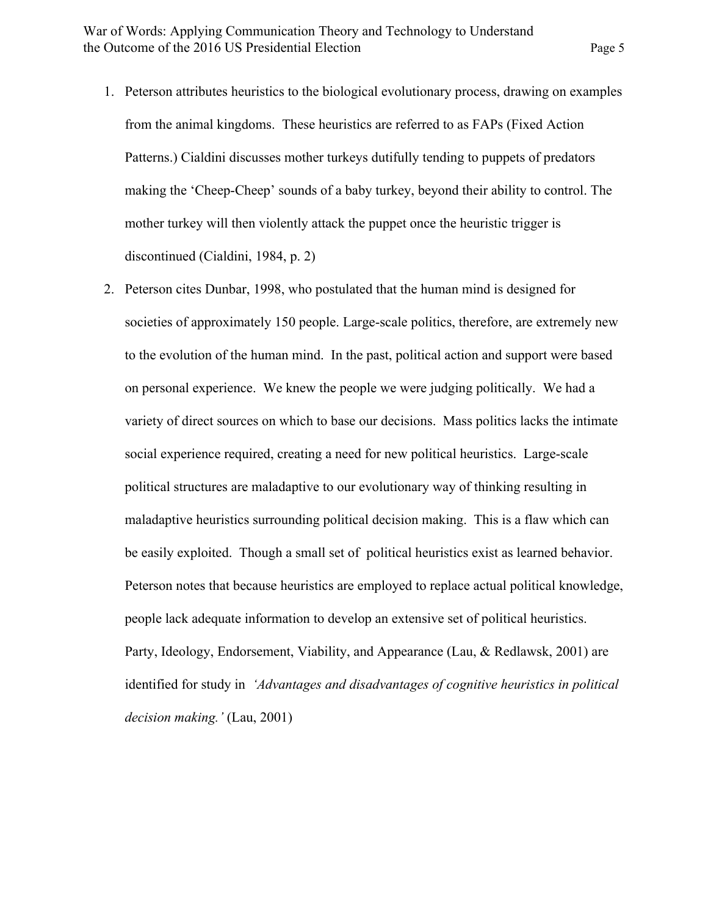1. Peterson attributes heuristics to the biological evolutionary process, drawing on examples from the animal kingdoms. These heuristics are referred to as FAPs (Fixed Action Patterns.) Cialdini discusses mother turkeys dutifully tending to puppets of predators making the 'Cheep-Cheep' sounds of a baby turkey, beyond their ability to control. The mother turkey will then violently attack the puppet once the heuristic trigger is discontinued (Cialdini, 1984, p. 2)

2. Peterson cites Dunbar, 1998, who postulated that the human mind is designed for societies of approximately 150 people. Large-scale politics, therefore, are extremely new to the evolution of the human mind. In the past, political action and support were based on personal experience. We knew the people we were judging politically. We had a variety of direct sources on which to base our decisions. Mass politics lacks the intimate social experience required, creating a need for new political heuristics. Large-scale political structures are maladaptive to our evolutionary way of thinking resulting in maladaptive heuristics surrounding political decision making. This is a flaw which can be easily exploited. Though a small set of political heuristics exist as learned behavior. Peterson notes that because heuristics are employed to replace actual political knowledge, people lack adequate information to develop an extensive set of political heuristics. Party, Ideology, Endorsement, Viability, and Appearance (Lau, & Redlawsk, 2001) are identified for study in *'Advantages and disadvantages of cognitive heuristics in political decision making.'* (Lau, 2001)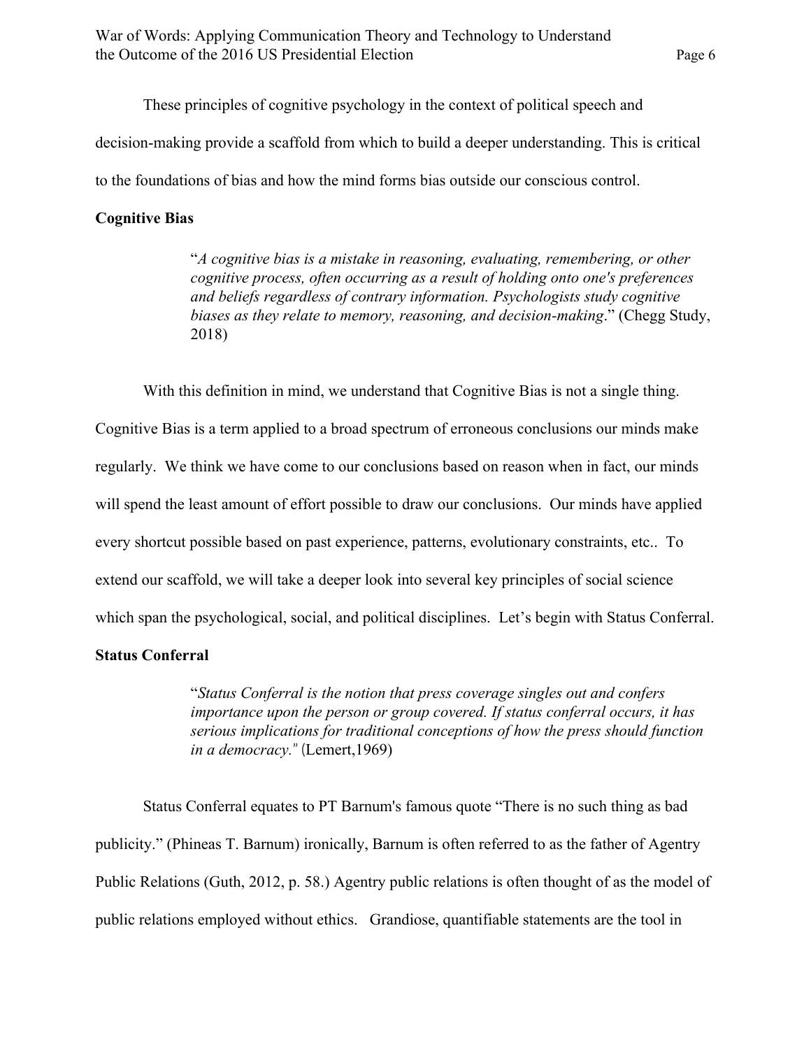These principles of cognitive psychology in the context of political speech and decision-making provide a scaffold from which to build a deeper understanding. This is critical to the foundations of bias and how the mind forms bias outside our conscious control.

**Cognitive Bias**

> "*A cognitive bias is a mistake in reasoning, evaluating, remembering, or other cognitive process, often occurring as a result of holding onto one's preferences and beliefs regardless of contrary information. Psychologists study cognitive biases as they relate to memory, reasoning, and decision-making*." (Chegg Study, 2018)

With this definition in mind, we understand that Cognitive Bias is not a single thing. Cognitive Bias is a term applied to a broad spectrum of erroneous conclusions our minds make regularly. We think we have come to our conclusions based on reason when in fact, our minds will spend the least amount of effort possible to draw our conclusions. Our minds have applied every shortcut possible based on past experience, patterns, evolutionary constraints, etc.. To extend our scaffold, we will take a deeper look into several key principles of social science which span the psychological, social, and political disciplines. Let's begin with Status Conferral.

**Status Conferral**

> "*Status Conferral is the notion that press coverage singles out and confers importance upon the person or group covered. If status conferral occurs, it has serious implications for traditional conceptions of how the press should function in a democracy."* (Lemert,1969)

Status Conferral equates to PT Barnum's famous quote "There is no such thing as bad publicity." (Phineas T. Barnum) ironically, Barnum is often referred to as the father of Agentry Public Relations (Guth, 2012, p. 58.) Agentry public relations is often thought of as the model of public relations employed without ethics. Grandiose, quantifiable statements are the tool in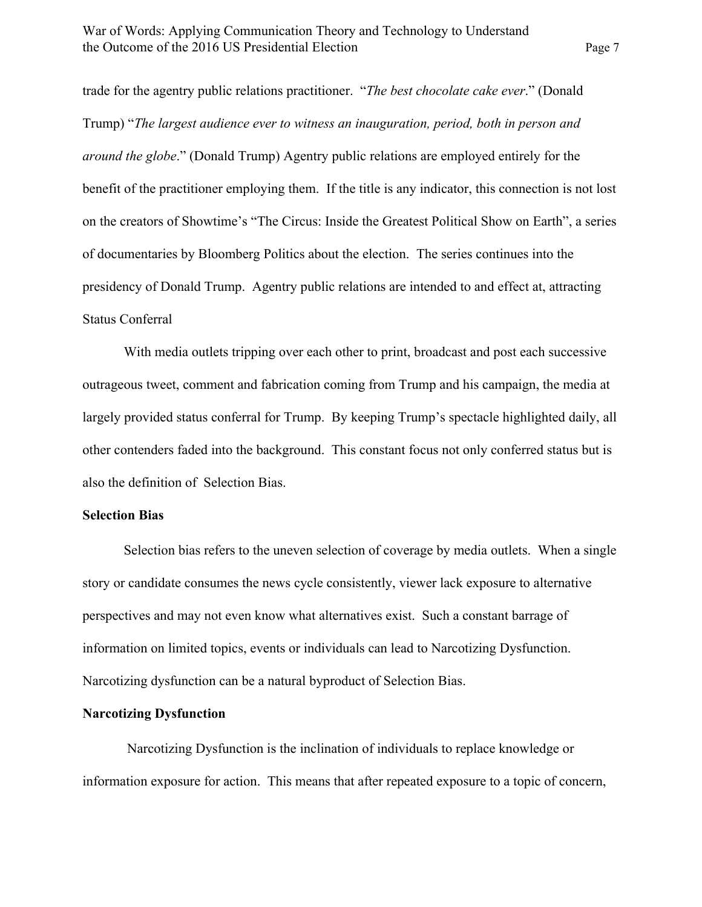trade for the agentry public relations practitioner. "*The best chocolate cake ever*." (Donald Trump) "*The largest audience ever to witness an inauguration, period, both in person and around the globe*." (Donald Trump) Agentry public relations are employed entirely for the benefit of the practitioner employing them. If the title is any indicator, this connection is not lost on the creators of Showtime's "The Circus: Inside the Greatest Political Show on Earth", a series of documentaries by Bloomberg Politics about the election. The series continues into the presidency of Donald Trump. Agentry public relations are intended to and effect at, attracting Status Conferral

With media outlets tripping over each other to print, broadcast and post each successive outrageous tweet, comment and fabrication coming from Trump and his campaign, the media at largely provided status conferral for Trump. By keeping Trump's spectacle highlighted daily, all other contenders faded into the background. This constant focus not only conferred status but is also the definition of Selection Bias.

**Selection Bias**

Selection bias refers to the uneven selection of coverage by media outlets. When a single story or candidate consumes the news cycle consistently, viewer lack exposure to alternative perspectives and may not even know what alternatives exist. Such a constant barrage of information on limited topics, events or individuals can lead to Narcotizing Dysfunction. Narcotizing dysfunction can be a natural byproduct of Selection Bias.

**Narcotizing Dysfunction**

Narcotizing Dysfunction is the inclination of individuals to replace knowledge or information exposure for action. This means that after repeated exposure to a topic of concern,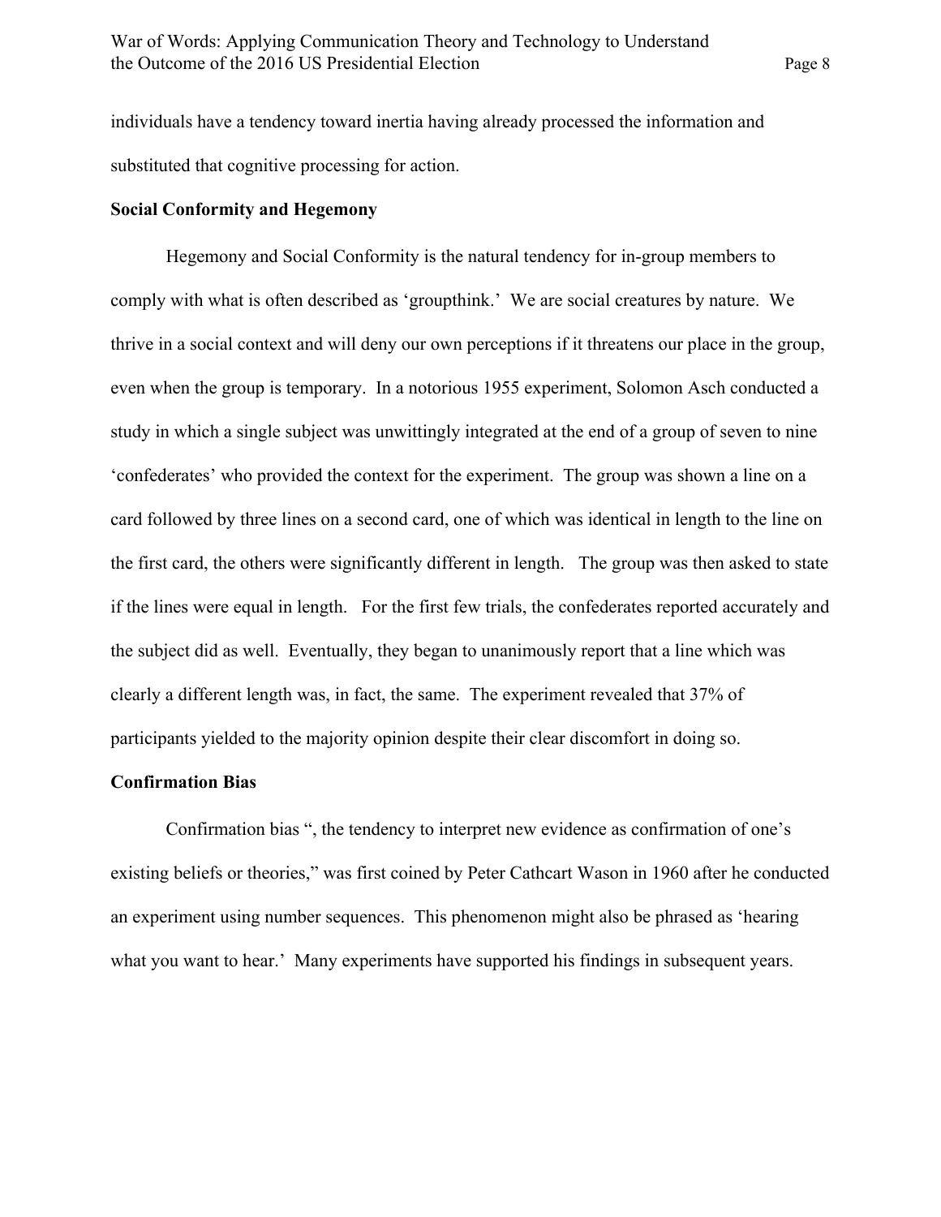individuals have a tendency toward inertia having already processed the information and substituted that cognitive processing for action.

**Social Conformity and Hegemony**

Hegemony and Social Conformity is the natural tendency for in-group members to comply with what is often described as 'groupthink.' We are social creatures by nature. We thrive in a social context and will deny our own perceptions if it threatens our place in the group, even when the group is temporary. In a notorious 1955 experiment, Solomon Asch conducted a study in which a single subject was unwittingly integrated at the end of a group of seven to nine 'confederates' who provided the context for the experiment. The group was shown a line on a card followed by three lines on a second card, one of which was identical in length to the line on the first card, the others were significantly different in length. The group was then asked to state if the lines were equal in length. For the first few trials, the confederates reported accurately and the subject did as well. Eventually, they began to unanimously report that a line which was clearly a different length was, in fact, the same. The experiment revealed that 37% of participants yielded to the majority opinion despite their clear discomfort in doing so.

**Confirmation Bias**

Confirmation bias ", the tendency to interpret new evidence as confirmation of one's existing beliefs or theories," was first coined by Peter Cathcart Wason in 1960 after he conducted an experiment using number sequences. This phenomenon might also be phrased as 'hearing what you want to hear.' Many experiments have supported his findings in subsequent years.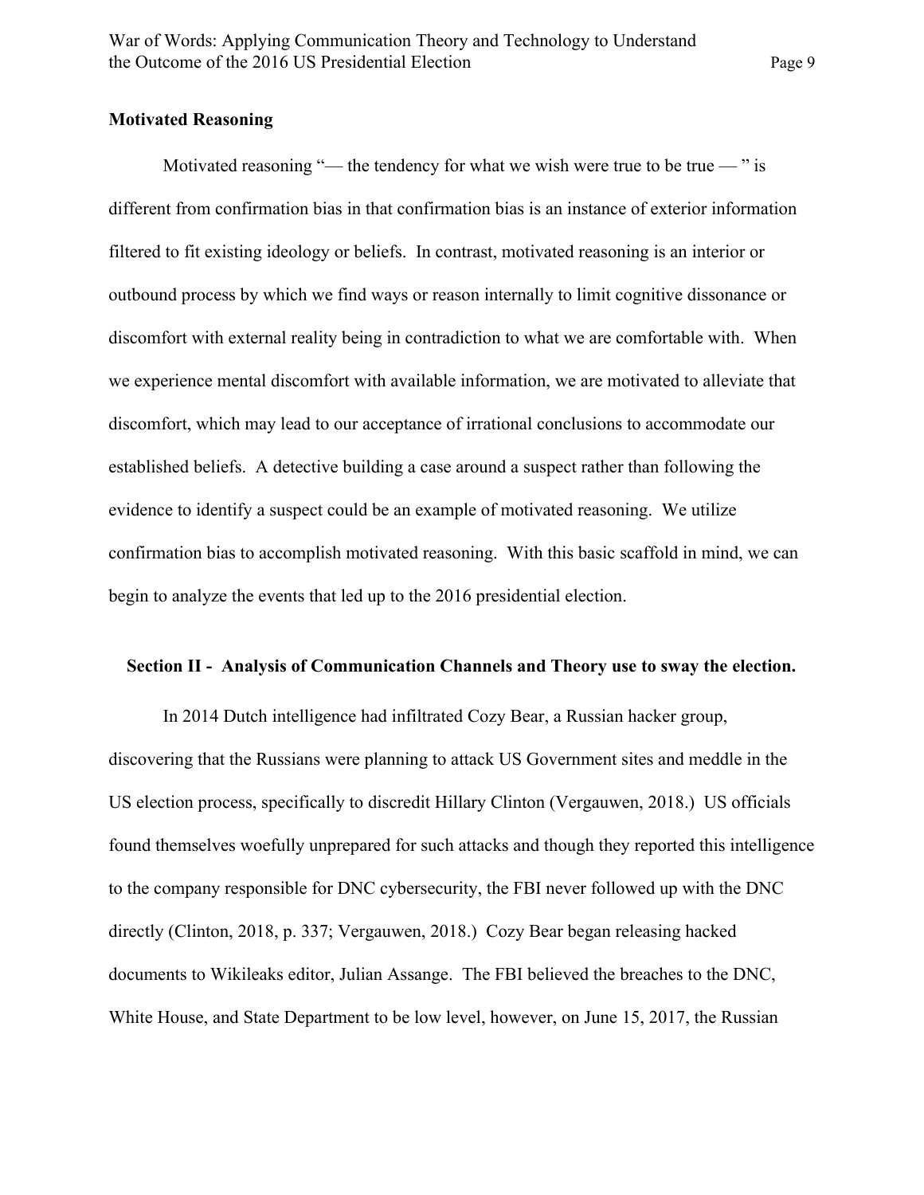**Motivated Reasoning**

Motivated reasoning "— the tendency for what we wish were true to be true — " is different from confirmation bias in that confirmation bias is an instance of exterior information filtered to fit existing ideology or beliefs. In contrast, motivated reasoning is an interior or outbound process by which we find ways or reason internally to limit cognitive dissonance or discomfort with external reality being in contradiction to what we are comfortable with. When we experience mental discomfort with available information, we are motivated to alleviate that discomfort, which may lead to our acceptance of irrational conclusions to accommodate our established beliefs. A detective building a case around a suspect rather than following the evidence to identify a suspect could be an example of motivated reasoning. We utilize confirmation bias to accomplish motivated reasoning. With this basic scaffold in mind, we can begin to analyze the events that led up to the 2016 presidential election.

**Section II - Analysis of Communication Channels and Theory use to sway the election.**

In 2014 Dutch intelligence had infiltrated Cozy Bear, a Russian hacker group, discovering that the Russians were planning to attack US Government sites and meddle in the US election process, specifically to discredit Hillary Clinton (Vergauwen, 2018.) US officials found themselves woefully unprepared for such attacks and though they reported this intelligence to the company responsible for DNC cybersecurity, the FBI never followed up with the DNC directly (Clinton, 2018, p. 337; Vergauwen, 2018.) Cozy Bear began releasing hacked documents to Wikileaks editor, Julian Assange. The FBI believed the breaches to the DNC, White House, and State Department to be low level, however, on June 15, 2017, the Russian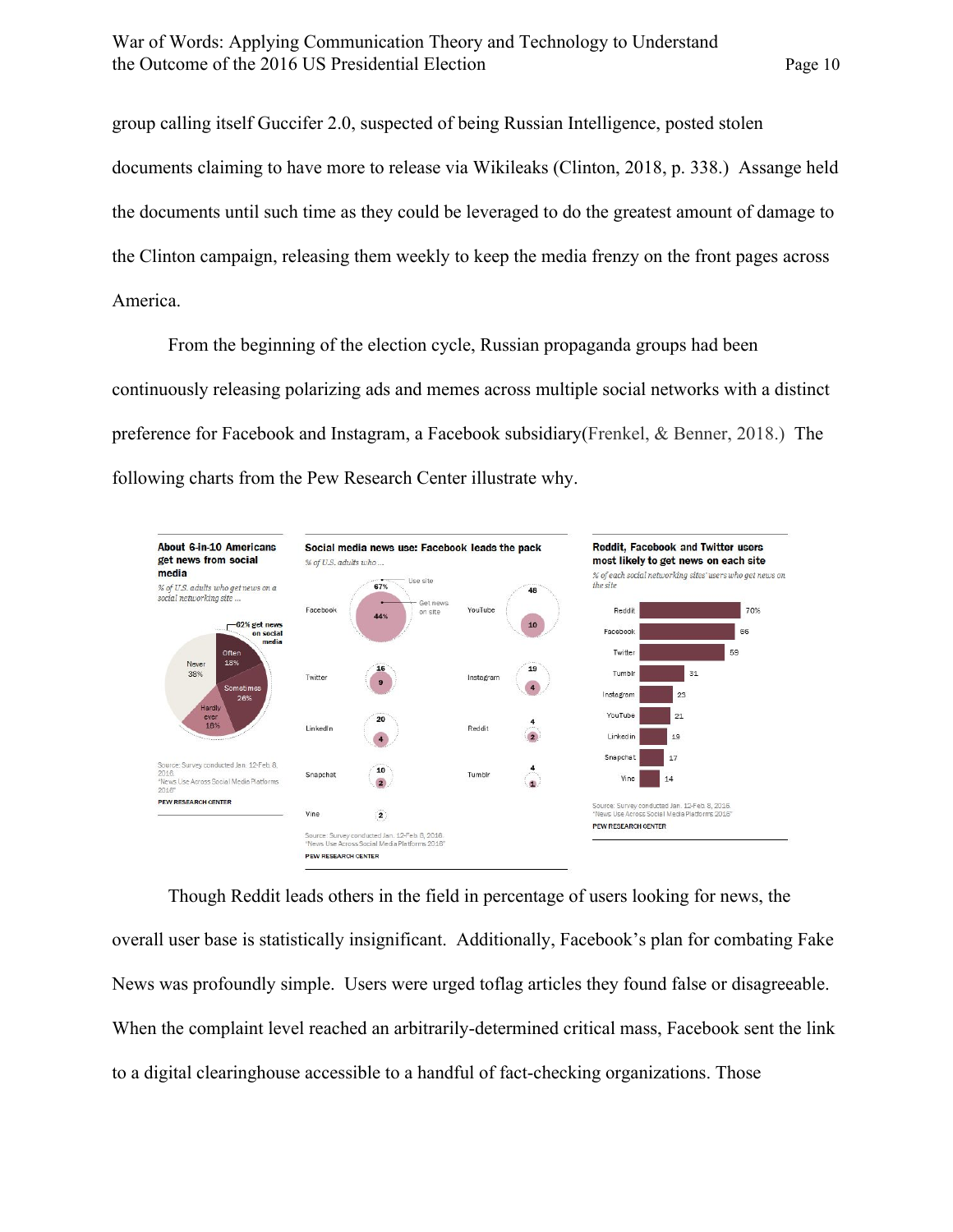group calling itself Guccifer 2.0, suspected of being Russian Intelligence, posted stolen documents claiming to have more to release via Wikileaks (Clinton, 2018, p. 338.) Assange held the documents until such time as they could be leveraged to do the greatest amount of damage to the Clinton campaign, releasing them weekly to keep the media frenzy on the front pages across America.

From the beginning of the election cycle, Russian propaganda groups had been continuously releasing polarizing ads and memes across multiple social networks with a distinct preference for Facebook and Instagram, a Facebook subsidiary(Frenkel, & Benner, 2018.) The following charts from the Pew Research Center illustrate why.

Though Reddit leads others in the field in percentage of users looking for news, the overall user base is statistically insignificant. Additionally, Facebook's plan for combating Fake News was profoundly simple. Users were urged toflag articles they found false or disagreeable. When the complaint level reached an arbitrarily-determined critical mass, Facebook sent the link to a digital clearinghouse accessible to a handful of fact-checking organizations. Those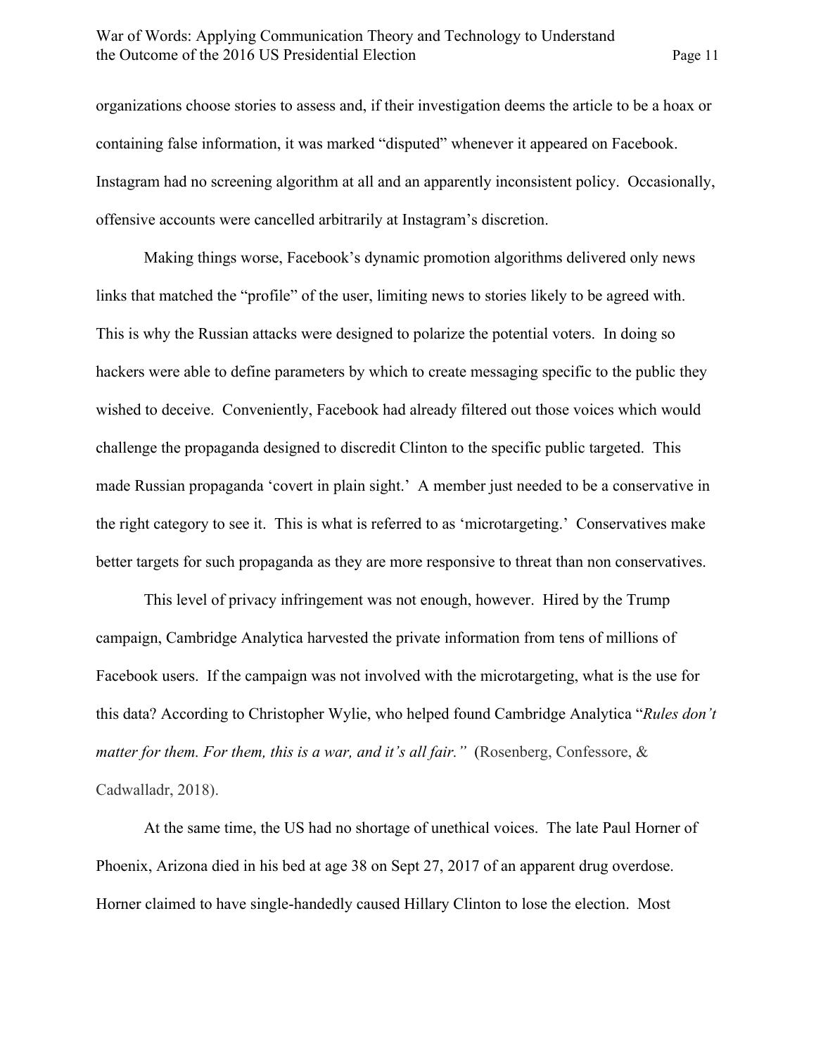organizations choose stories to assess and, if their investigation deems the article to be a hoax or containing false information, it was marked "disputed" whenever it appeared on Facebook. Instagram had no screening algorithm at all and an apparently inconsistent policy. Occasionally, offensive accounts were cancelled arbitrarily at Instagram's discretion.

Making things worse, Facebook's dynamic promotion algorithms delivered only news links that matched the "profile" of the user, limiting news to stories likely to be agreed with. This is why the Russian attacks were designed to polarize the potential voters. In doing so hackers were able to define parameters by which to create messaging specific to the public they wished to deceive. Conveniently, Facebook had already filtered out those voices which would challenge the propaganda designed to discredit Clinton to the specific public targeted. This made Russian propaganda 'covert in plain sight.' A member just needed to be a conservative in the right category to see it. This is what is referred to as 'microtargeting.' Conservatives make better targets for such propaganda as they are more responsive to threat than non conservatives.

This level of privacy infringement was not enough, however. Hired by the Trump campaign, Cambridge Analytica harvested the private information from tens of millions of Facebook users. If the campaign was not involved with the microtargeting, what is the use for this data? According to Christopher Wylie, who helped found Cambridge Analytica "*Rules don't matter for them. For them, this is a war, and it's all fair."* (Rosenberg, Confessore, & Cadwalladr, 2018).

At the same time, the US had no shortage of unethical voices. The late Paul Horner of Phoenix, Arizona died in his bed at age 38 on Sept 27, 2017 of an apparent drug overdose. Horner claimed to have single-handedly caused Hillary Clinton to lose the election. Most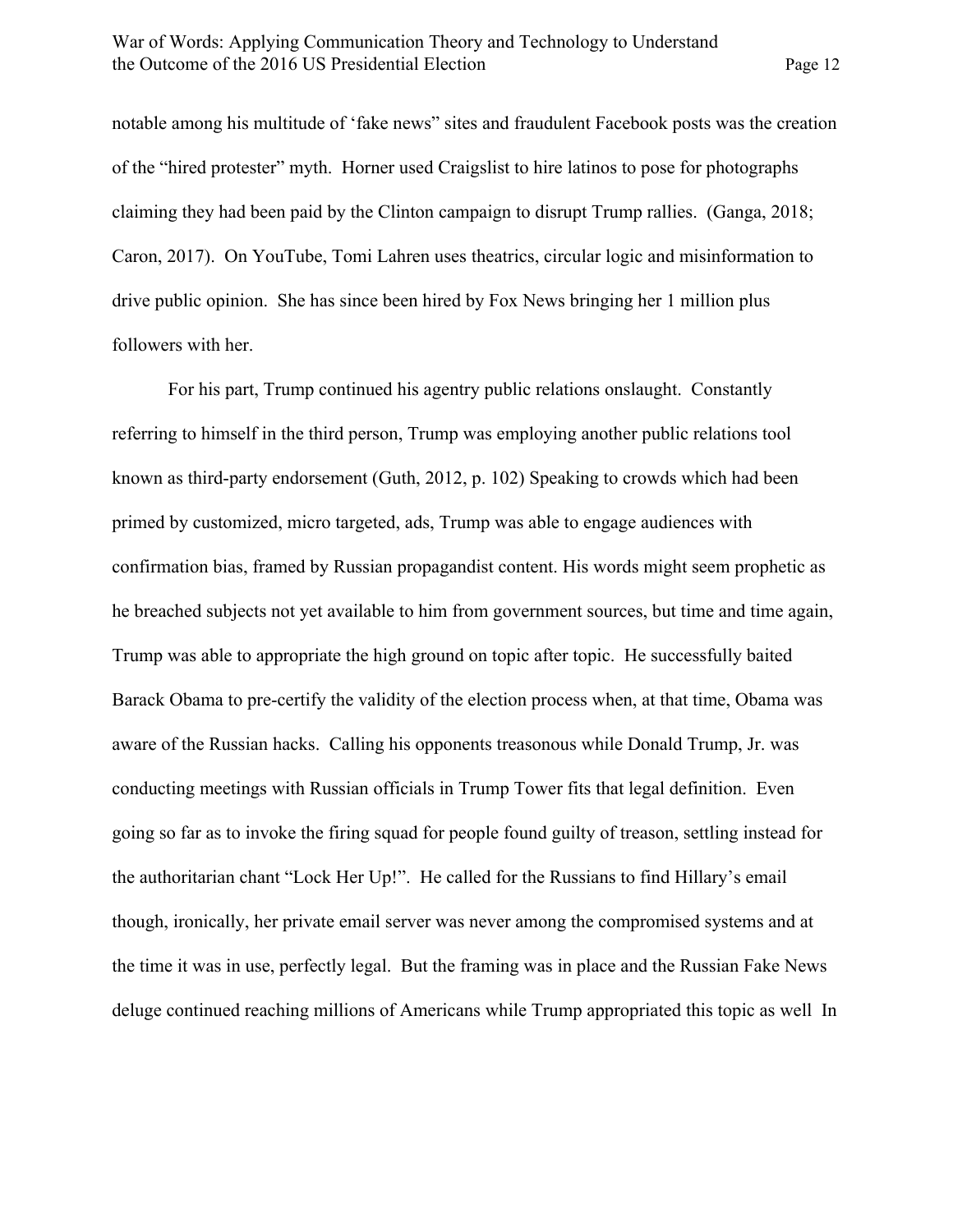notable among his multitude of 'fake news" sites and fraudulent Facebook posts was the creation of the "hired protester" myth. Horner used Craigslist to hire latinos to pose for photographs claiming they had been paid by the Clinton campaign to disrupt Trump rallies. (Ganga, 2018; Caron, 2017). On YouTube, Tomi Lahren uses theatrics, circular logic and misinformation to drive public opinion. She has since been hired by Fox News bringing her 1 million plus followers with her.

For his part, Trump continued his agentry public relations onslaught. Constantly referring to himself in the third person, Trump was employing another public relations tool known as third-party endorsement (Guth, 2012, p. 102) Speaking to crowds which had been primed by customized, micro targeted, ads, Trump was able to engage audiences with confirmation bias, framed by Russian propagandist content. His words might seem prophetic as he breached subjects not yet available to him from government sources, but time and time again, Trump was able to appropriate the high ground on topic after topic. He successfully baited Barack Obama to pre-certify the validity of the election process when, at that time, Obama was aware of the Russian hacks. Calling his opponents treasonous while Donald Trump, Jr. was conducting meetings with Russian officials in Trump Tower fits that legal definition. Even going so far as to invoke the firing squad for people found guilty of treason, settling instead for the authoritarian chant "Lock Her Up!". He called for the Russians to find Hillary's email though, ironically, her private email server was never among the compromised systems and at the time it was in use, perfectly legal. But the framing was in place and the Russian Fake News deluge continued reaching millions of Americans while Trump appropriated this topic as well In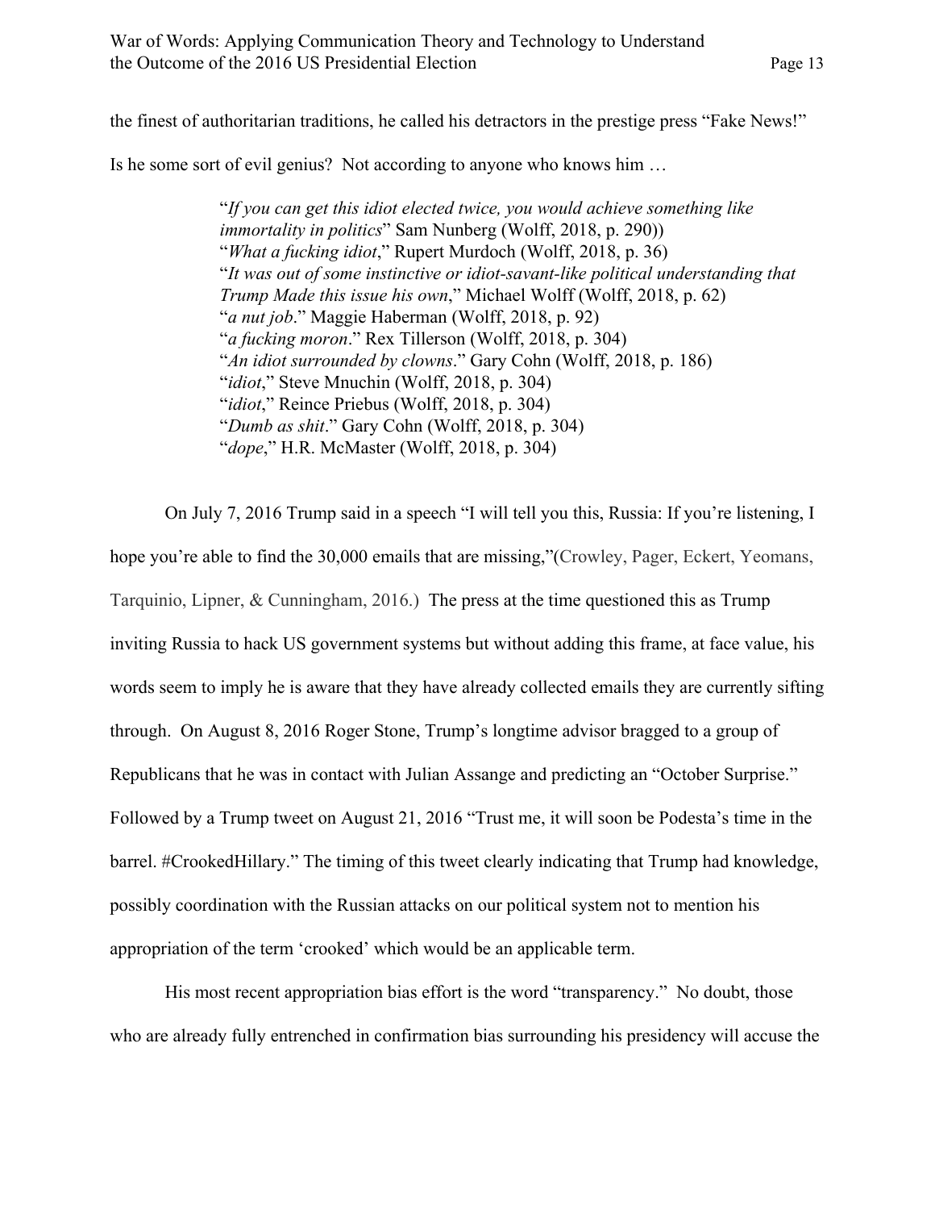the finest of authoritarian traditions, he called his detractors in the prestige press "Fake News!" Is he some sort of evil genius? Not according to anyone who knows him …

> "*If you can get this idiot elected twice, you would achieve something like immortality in politics*" Sam Nunberg (Wolff, 2018, p. 290))
> "*What a fucking idiot*," Rupert Murdoch (Wolff, 2018, p. 36)
> "*It was out of some instinctive or idiot-savant-like political understanding that Trump Made this issue his own*," Michael Wolff (Wolff, 2018, p. 62)
> "*a nut job*." Maggie Haberman (Wolff, 2018, p. 92)
> "*a fucking moron*." Rex Tillerson (Wolff, 2018, p. 304)
> "*An idiot surrounded by clowns*." Gary Cohn (Wolff, 2018, p. 186)
> "*idiot*," Steve Mnuchin (Wolff, 2018, p. 304)
> "*idiot*," Reince Priebus (Wolff, 2018, p. 304)
> "*Dumb as shit*." Gary Cohn (Wolff, 2018, p. 304)
> "*dope*," H.R. McMaster (Wolff, 2018, p. 304)

On July 7, 2016 Trump said in a speech "I will tell you this, Russia: If you're listening, I hope you're able to find the 30,000 emails that are missing,"(Crowley, Pager, Eckert, Yeomans, Tarquinio, Lipner, & Cunningham, 2016.) The press at the time questioned this as Trump inviting Russia to hack US government systems but without adding this frame, at face value, his words seem to imply he is aware that they have already collected emails they are currently sifting through. On August 8, 2016 Roger Stone, Trump's longtime advisor bragged to a group of Republicans that he was in contact with Julian Assange and predicting an "October Surprise." Followed by a Trump tweet on August 21, 2016 "Trust me, it will soon be Podesta's time in the barrel. #CrookedHillary." The timing of this tweet clearly indicating that Trump had knowledge, possibly coordination with the Russian attacks on our political system not to mention his appropriation of the term 'crooked' which would be an applicable term.

His most recent appropriation bias effort is the word "transparency." No doubt, those who are already fully entrenched in confirmation bias surrounding his presidency will accuse the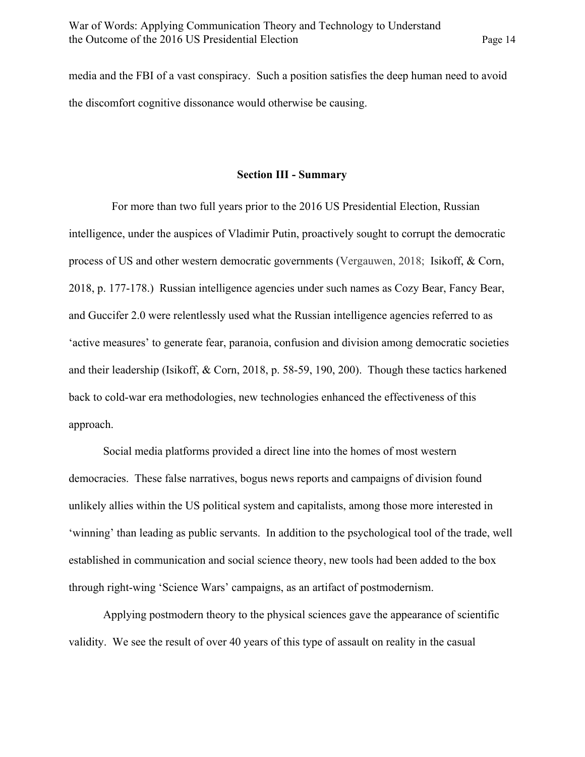media and the FBI of a vast conspiracy. Such a position satisfies the deep human need to avoid the discomfort cognitive dissonance would otherwise be causing.

## Section III - Summary

For more than two full years prior to the 2016 US Presidential Election, Russian intelligence, under the auspices of Vladimir Putin, proactively sought to corrupt the democratic process of US and other western democratic governments (Vergauwen, 2018; Isikoff, & Corn, 2018, p. 177-178.) Russian intelligence agencies under such names as Cozy Bear, Fancy Bear, and Guccifer 2.0 were relentlessly used what the Russian intelligence agencies referred to as 'active measures' to generate fear, paranoia, confusion and division among democratic societies and their leadership (Isikoff, & Corn, 2018, p. 58-59, 190, 200). Though these tactics harkened back to cold-war era methodologies, new technologies enhanced the effectiveness of this approach.

Social media platforms provided a direct line into the homes of most western democracies. These false narratives, bogus news reports and campaigns of division found unlikely allies within the US political system and capitalists, among those more interested in 'winning' than leading as public servants. In addition to the psychological tool of the trade, well established in communication and social science theory, new tools had been added to the box through right-wing 'Science Wars' campaigns, as an artifact of postmodernism.

Applying postmodern theory to the physical sciences gave the appearance of scientific validity. We see the result of over 40 years of this type of assault on reality in the casual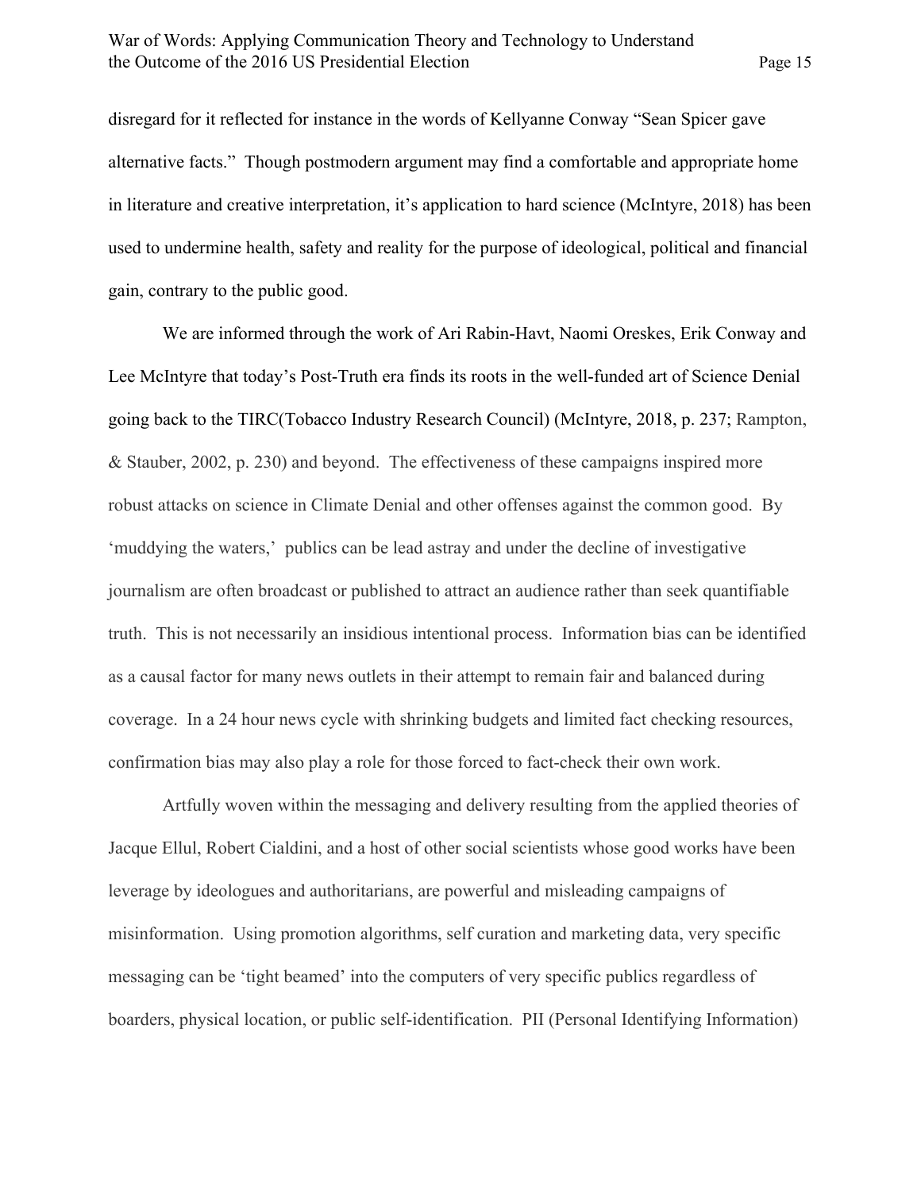disregard for it reflected for instance in the words of Kellyanne Conway "Sean Spicer gave alternative facts." Though postmodern argument may find a comfortable and appropriate home in literature and creative interpretation, it's application to hard science (McIntyre, 2018) has been used to undermine health, safety and reality for the purpose of ideological, political and financial gain, contrary to the public good.

We are informed through the work of Ari Rabin-Havt, Naomi Oreskes, Erik Conway and Lee McIntyre that today's Post-Truth era finds its roots in the well-funded art of Science Denial going back to the TIRC(Tobacco Industry Research Council) (McIntyre, 2018, p. 237; Rampton, & Stauber, 2002, p. 230) and beyond. The effectiveness of these campaigns inspired more robust attacks on science in Climate Denial and other offenses against the common good. By 'muddying the waters,' publics can be lead astray and under the decline of investigative journalism are often broadcast or published to attract an audience rather than seek quantifiable truth. This is not necessarily an insidious intentional process. Information bias can be identified as a causal factor for many news outlets in their attempt to remain fair and balanced during coverage. In a 24 hour news cycle with shrinking budgets and limited fact checking resources, confirmation bias may also play a role for those forced to fact-check their own work.

Artfully woven within the messaging and delivery resulting from the applied theories of Jacque Ellul, Robert Cialdini, and a host of other social scientists whose good works have been leverage by ideologues and authoritarians, are powerful and misleading campaigns of misinformation. Using promotion algorithms, self curation and marketing data, very specific messaging can be 'tight beamed' into the computers of very specific publics regardless of boarders, physical location, or public self-identification. PII (Personal Identifying Information)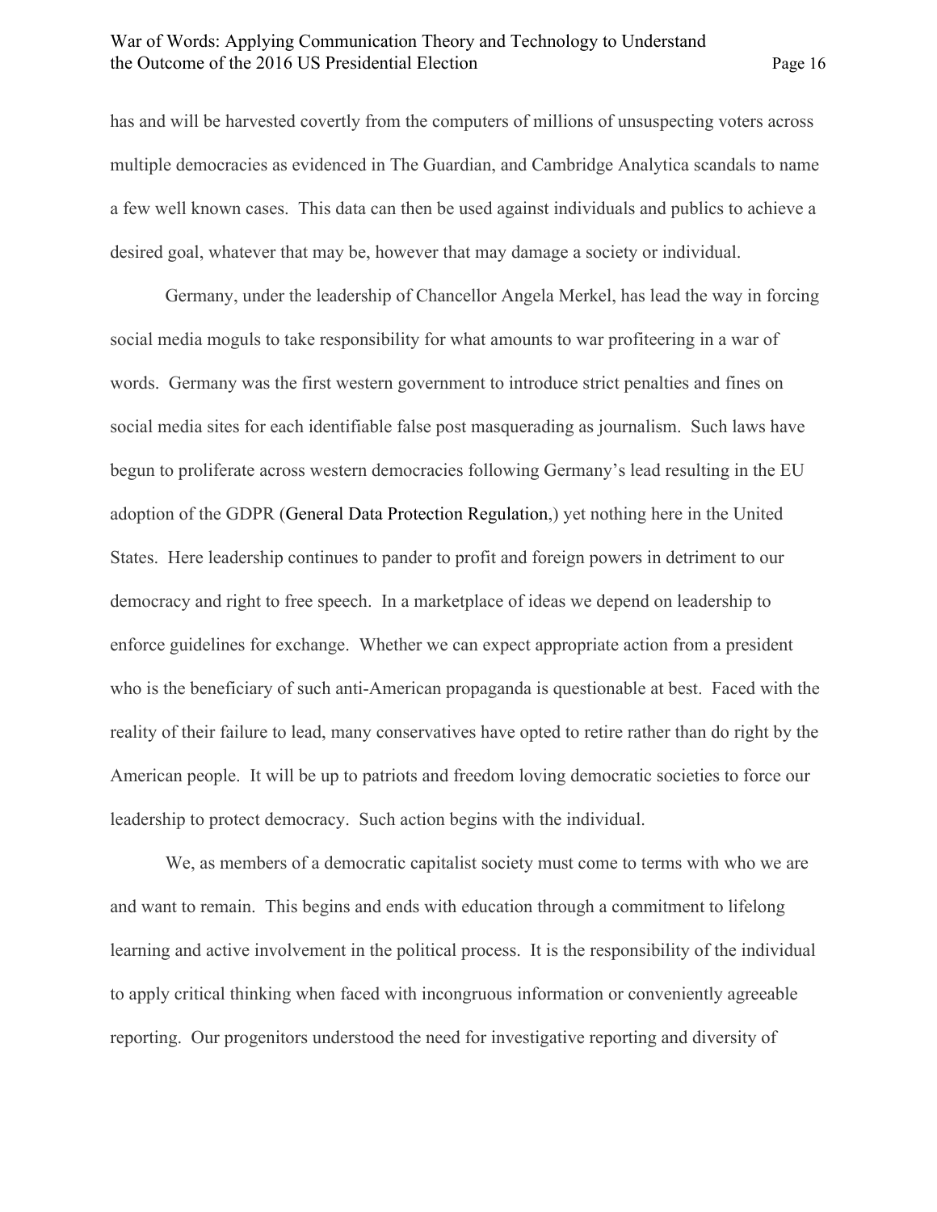has and will be harvested covertly from the computers of millions of unsuspecting voters across multiple democracies as evidenced in The Guardian, and Cambridge Analytica scandals to name a few well known cases. This data can then be used against individuals and publics to achieve a desired goal, whatever that may be, however that may damage a society or individual.

Germany, under the leadership of Chancellor Angela Merkel, has lead the way in forcing social media moguls to take responsibility for what amounts to war profiteering in a war of words. Germany was the first western government to introduce strict penalties and fines on social media sites for each identifiable false post masquerading as journalism. Such laws have begun to proliferate across western democracies following Germany's lead resulting in the EU adoption of the GDPR (General Data Protection Regulation,) yet nothing here in the United States. Here leadership continues to pander to profit and foreign powers in detriment to our democracy and right to free speech. In a marketplace of ideas we depend on leadership to enforce guidelines for exchange. Whether we can expect appropriate action from a president who is the beneficiary of such anti-American propaganda is questionable at best. Faced with the reality of their failure to lead, many conservatives have opted to retire rather than do right by the American people. It will be up to patriots and freedom loving democratic societies to force our leadership to protect democracy. Such action begins with the individual.

We, as members of a democratic capitalist society must come to terms with who we are and want to remain. This begins and ends with education through a commitment to lifelong learning and active involvement in the political process. It is the responsibility of the individual to apply critical thinking when faced with incongruous information or conveniently agreeable reporting. Our progenitors understood the need for investigative reporting and diversity of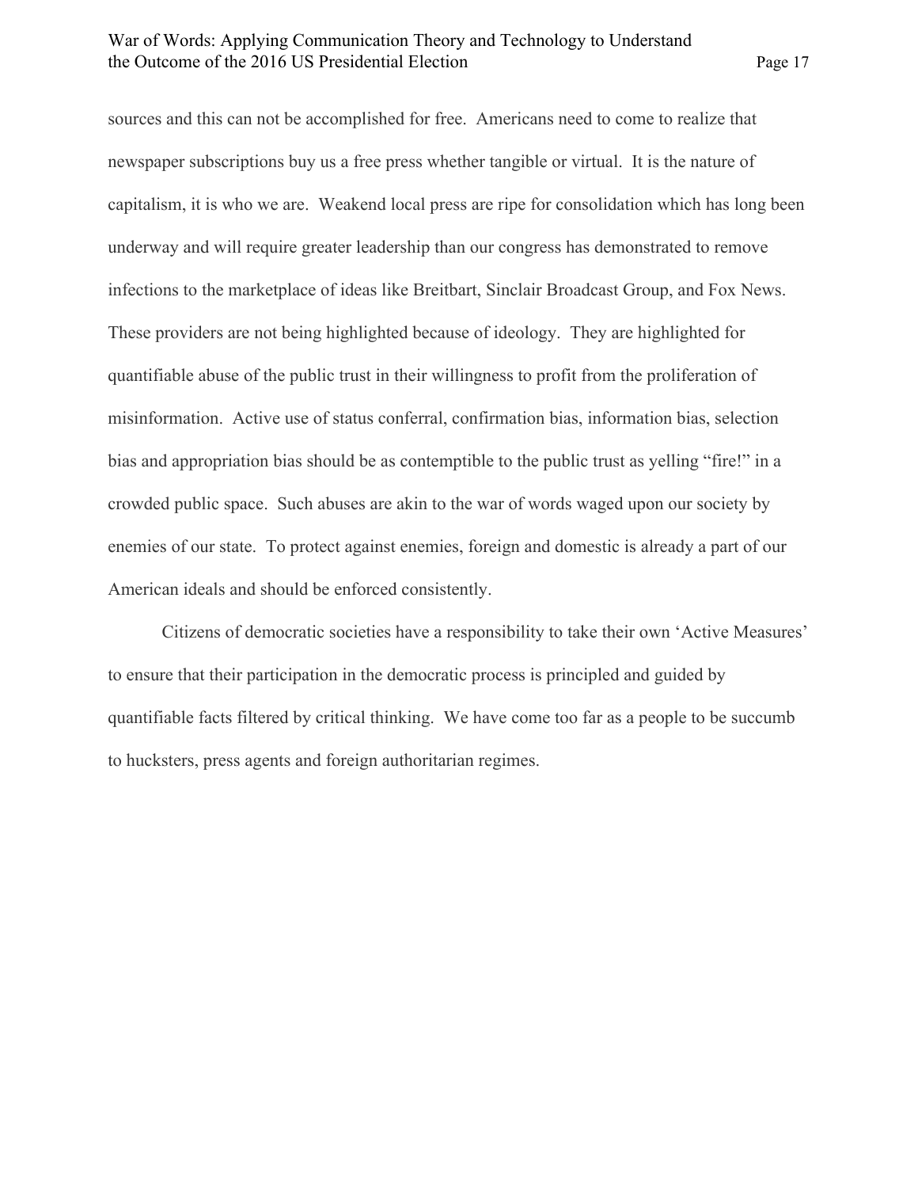sources and this can not be accomplished for free. Americans need to come to realize that newspaper subscriptions buy us a free press whether tangible or virtual. It is the nature of capitalism, it is who we are. Weakend local press are ripe for consolidation which has long been underway and will require greater leadership than our congress has demonstrated to remove infections to the marketplace of ideas like Breitbart, Sinclair Broadcast Group, and Fox News. These providers are not being highlighted because of ideology. They are highlighted for quantifiable abuse of the public trust in their willingness to profit from the proliferation of misinformation. Active use of status conferral, confirmation bias, information bias, selection bias and appropriation bias should be as contemptible to the public trust as yelling "fire!" in a crowded public space. Such abuses are akin to the war of words waged upon our society by enemies of our state. To protect against enemies, foreign and domestic is already a part of our American ideals and should be enforced consistently.

Citizens of democratic societies have a responsibility to take their own 'Active Measures' to ensure that their participation in the democratic process is principled and guided by quantifiable facts filtered by critical thinking. We have come too far as a people to be succumb to hucksters, press agents and foreign authoritarian regimes.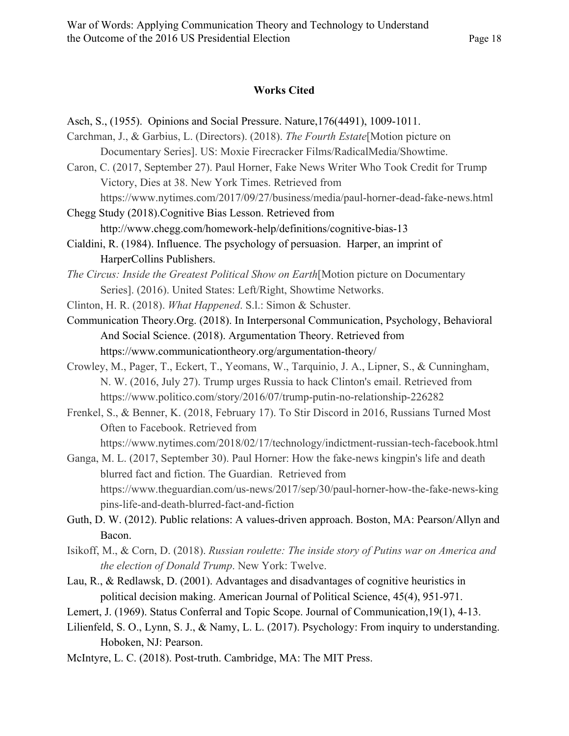## Works Cited

Asch, S., (1955). Opinions and Social Pressure. Nature,176(4491), 1009-1011.

Carchman, J., & Garbius, L. (Directors). (2018). *The Fourth Estate*[Motion picture on Documentary Series]. US: Moxie Firecracker Films/RadicalMedia/Showtime.

Caron, C. (2017, September 27). Paul Horner, Fake News Writer Who Took Credit for Trump Victory, Dies at 38. New York Times. Retrieved from https://www.nytimes.com/2017/09/27/business/media/paul-horner-dead-fake-news.html

Chegg Study (2018).Cognitive Bias Lesson. Retrieved from http://www.chegg.com/homework-help/definitions/cognitive-bias-13

Cialdini, R. (1984). Influence. The psychology of persuasion. Harper, an imprint of HarperCollins Publishers.

*The Circus: Inside the Greatest Political Show on Earth*[Motion picture on Documentary Series]. (2016). United States: Left/Right, Showtime Networks.

Clinton, H. R. (2018). *What Happened*. S.l.: Simon & Schuster.

Communication Theory.Org. (2018). In Interpersonal Communication, Psychology, Behavioral And Social Science. (2018). Argumentation Theory. Retrieved from https://www.communicationtheory.org/argumentation-theory/

Crowley, M., Pager, T., Eckert, T., Yeomans, W., Tarquinio, J. A., Lipner, S., & Cunningham, N. W. (2016, July 27). Trump urges Russia to hack Clinton's email. Retrieved from https://www.politico.com/story/2016/07/trump-putin-no-relationship-226282

Frenkel, S., & Benner, K. (2018, February 17). To Stir Discord in 2016, Russians Turned Most Often to Facebook. Retrieved from https://www.nytimes.com/2018/02/17/technology/indictment-russian-tech-facebook.html

Ganga, M. L. (2017, September 30). Paul Horner: How the fake-news kingpin's life and death blurred fact and fiction. The Guardian. Retrieved from https://www.theguardian.com/us-news/2017/sep/30/paul-horner-how-the-fake-news-kingpins-life-and-death-blurred-fact-and-fiction

Guth, D. W. (2012). Public relations: A values-driven approach. Boston, MA: Pearson/Allyn and Bacon.

Isikoff, M., & Corn, D. (2018). *Russian roulette: The inside story of Putins war on America and the election of Donald Trump*. New York: Twelve.

Lau, R., & Redlawsk, D. (2001). Advantages and disadvantages of cognitive heuristics in political decision making. American Journal of Political Science, 45(4), 951-971.

Lemert, J. (1969). Status Conferral and Topic Scope. Journal of Communication,19(1), 4-13.

Lilienfeld, S. O., Lynn, S. J., & Namy, L. L. (2017). Psychology: From inquiry to understanding. Hoboken, NJ: Pearson.

McIntyre, L. C. (2018). Post-truth. Cambridge, MA: The MIT Press.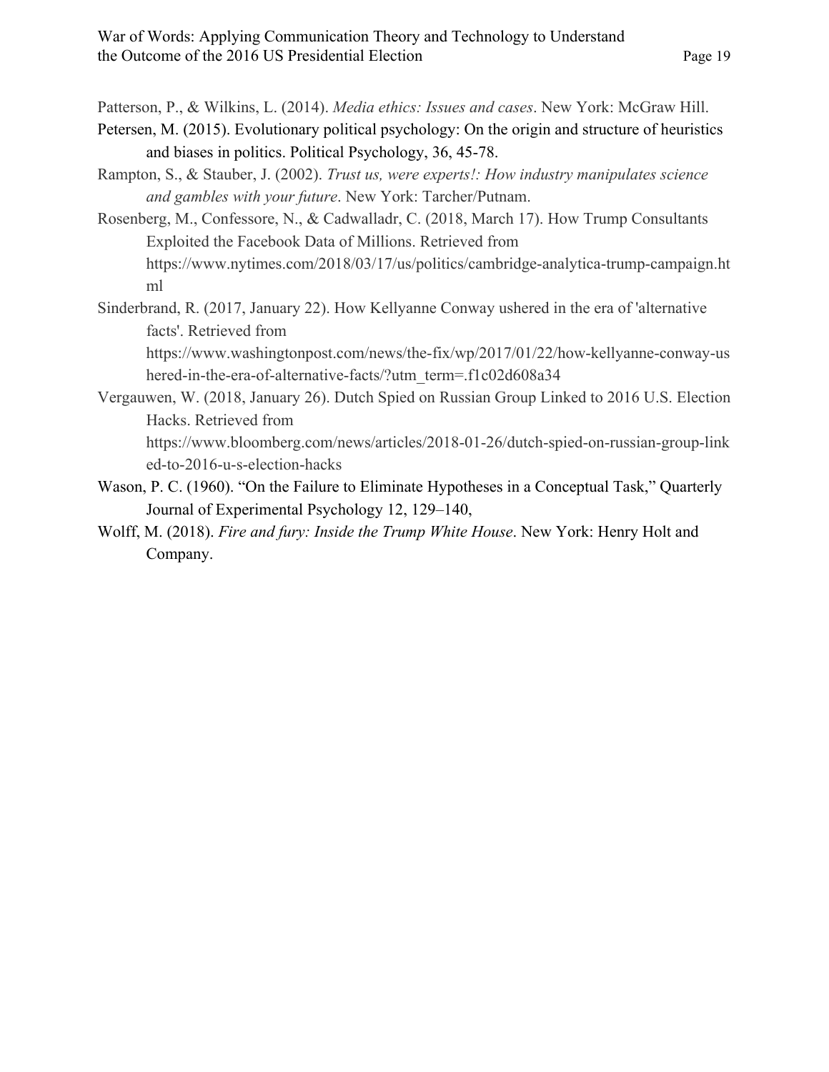Patterson, P., & Wilkins, L. (2014). *Media ethics: Issues and cases*. New York: McGraw Hill.

Petersen, M. (2015). Evolutionary political psychology: On the origin and structure of heuristics and biases in politics. Political Psychology, 36, 45-78.

Rampton, S., & Stauber, J. (2002). *Trust us, were experts!: How industry manipulates science and gambles with your future*. New York: Tarcher/Putnam.

Rosenberg, M., Confessore, N., & Cadwalladr, C. (2018, March 17). How Trump Consultants Exploited the Facebook Data of Millions. Retrieved from https://www.nytimes.com/2018/03/17/us/politics/cambridge-analytica-trump-campaign.html

Sinderbrand, R. (2017, January 22). How Kellyanne Conway ushered in the era of 'alternative facts'. Retrieved from https://www.washingtonpost.com/news/the-fix/wp/2017/01/22/how-kellyanne-conway-ushered-in-the-era-of-alternative-facts/?utm_term=.f1c02d608a34

Vergauwen, W. (2018, January 26). Dutch Spied on Russian Group Linked to 2016 U.S. Election Hacks. Retrieved from https://www.bloomberg.com/news/articles/2018-01-26/dutch-spied-on-russian-group-linked-to-2016-u-s-election-hacks

Wason, P. C. (1960). "On the Failure to Eliminate Hypotheses in a Conceptual Task," Quarterly Journal of Experimental Psychology 12, 129–140,

Wolff, M. (2018). *Fire and fury: Inside the Trump White House*. New York: Henry Holt and Company.